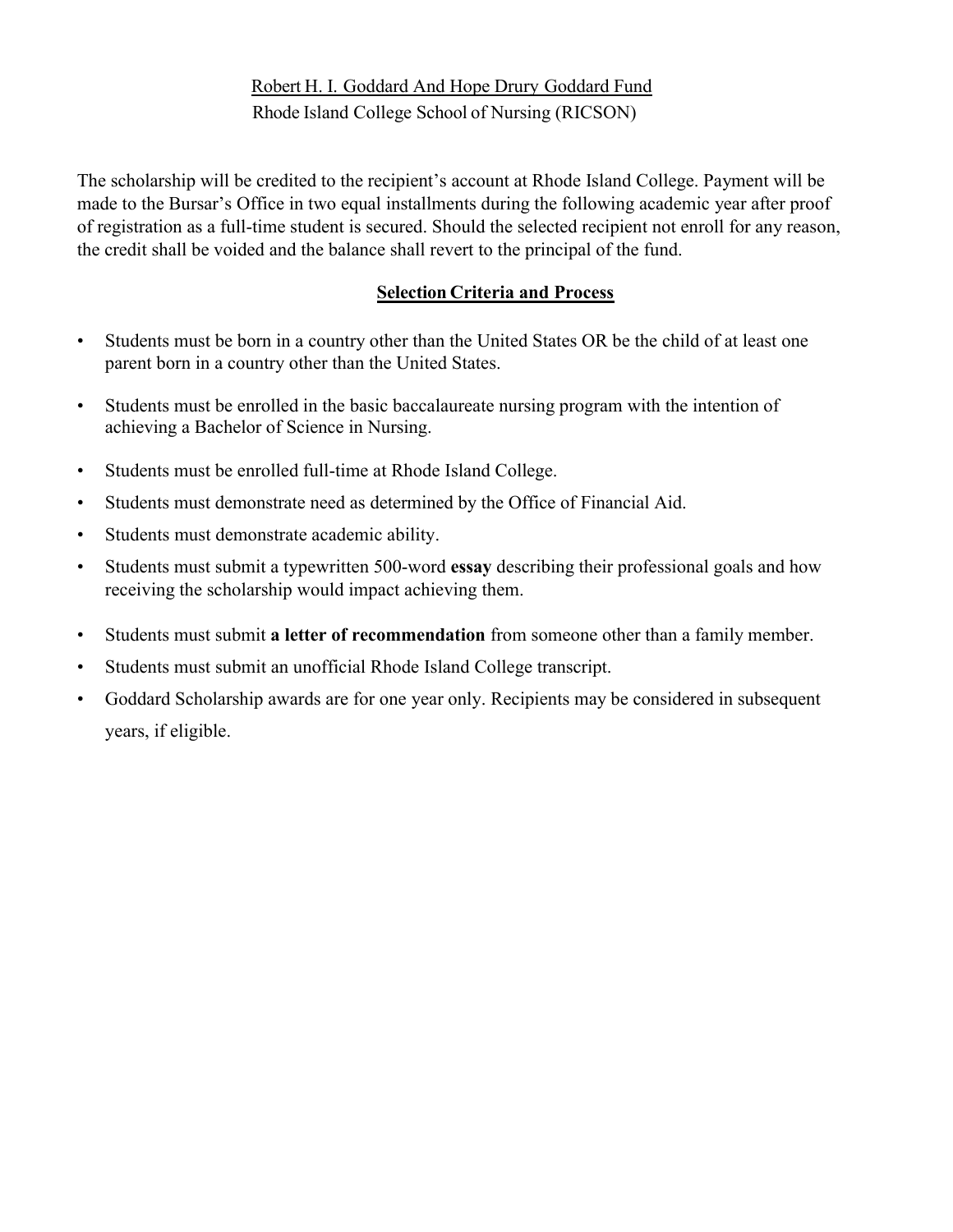Robert H. I. Goddard And Hope Drury Goddard Fund

Rhode Island College School of Nursing (RICSON)

The scholarship will be credited to the recipient's account at Rhode Island College. Payment will be made to the Bursar's Office in two equal installments during the following academic year after proof of registration as a full-time student is secured. Should the selected recipient not enroll for any reason, the credit shall be voided and the balance shall revert to the principal of the fund.

## Selection Criteria and Process

- Students must be born in a country other than the United States OR be the child of at least one parent born in a country other than the United States.
- Students must be enrolled in the basic baccalaureate nursing program with the intention of achieving a Bachelor of Science in Nursing.
- Students must be enrolled full-time at Rhode Island College.
- Students must demonstrate need as determined by the Office of Financial Aid.
- Students must demonstrate academic ability.
- Students must submit a typewritten 500-word **essay** describing their professional goals and how receiving the scholarship would impact achieving them.
- Students must submit **a letter of recommendation** from someone other than a family member.
- Students must submit an unofficial Rhode Island College transcript.
- Goddard Scholarship awards are for one year only. Recipients may be considered in subsequent years, if eligible.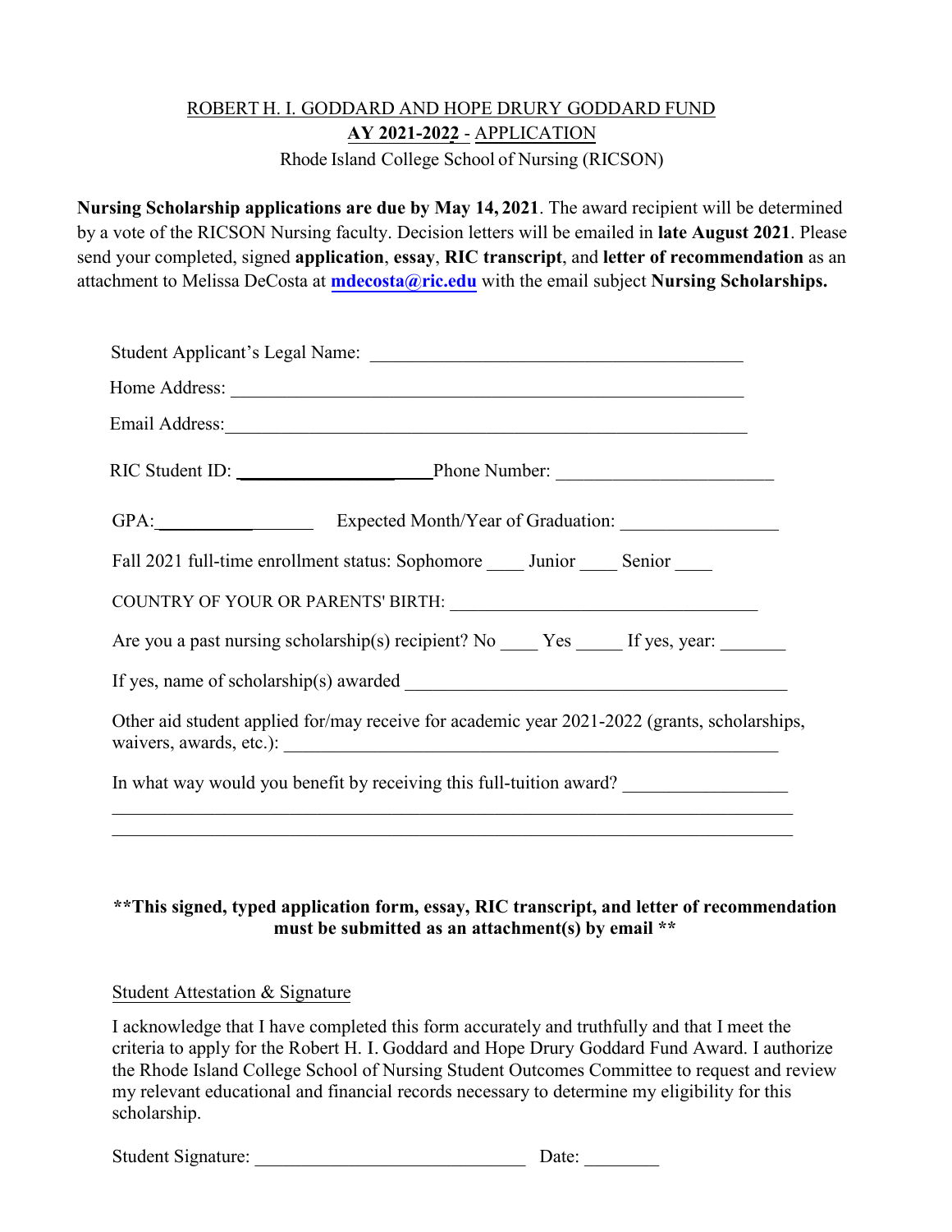<u>ROBERT H. I. GODDARD AND HOPE DRURY GODDARD FUND</u>

**AY 2021-2022** - <u>APPLICATION</u>

Rhode Island College School of Nursing (RICSON)

**Nursing Scholarship applications are due by May 14, 2021**. The award recipient will be determined by a vote of the RICSON Nursing faculty. Decision letters will be emailed in **late August 2021**. Please send your completed, signed **application**, **essay**, **RIC transcript**, and **letter of recommendation** as an attachment to Melissa DeCosta at **mdecosta@ric.edu** with the email subject **Nursing Scholarships.**

Student Applicant's Legal Name: ________________________________________

Home Address: ________________________________________________________

Email Address: ________________________________________________________

RIC Student ID: ______________________ Phone Number: ______________________

GPA: ________________ Expected Month/Year of Graduation: ________________

Fall 2021 full-time enrollment status: Sophomore ____ Junior ____ Senior ____

COUNTRY OF YOUR OR PARENTS' BIRTH: ________________________________

Are you a past nursing scholarship(s) recipient? No ____ Yes _____ If yes, year: _______

If yes, name of scholarship(s) awarded ________________________________________

Other aid student applied for/may receive for academic year 2021-2022 (grants, scholarships, waivers, awards, etc.): ________________________________________________

In what way would you benefit by receiving this full-tuition award? ________________

__________________________________________________________________________

__________________________________________________________________________

**\*\*This signed, typed application form, essay, RIC transcript, and letter of recommendation must be submitted as an attachment(s) by email \*\***

<u>Student Attestation & Signature</u>

I acknowledge that I have completed this form accurately and truthfully and that I meet the criteria to apply for the Robert H. I. Goddard and Hope Drury Goddard Fund Award. I authorize the Rhode Island College School of Nursing Student Outcomes Committee to request and review my relevant educational and financial records necessary to determine my eligibility for this scholarship.

Student Signature: ____________________________ Date: ________